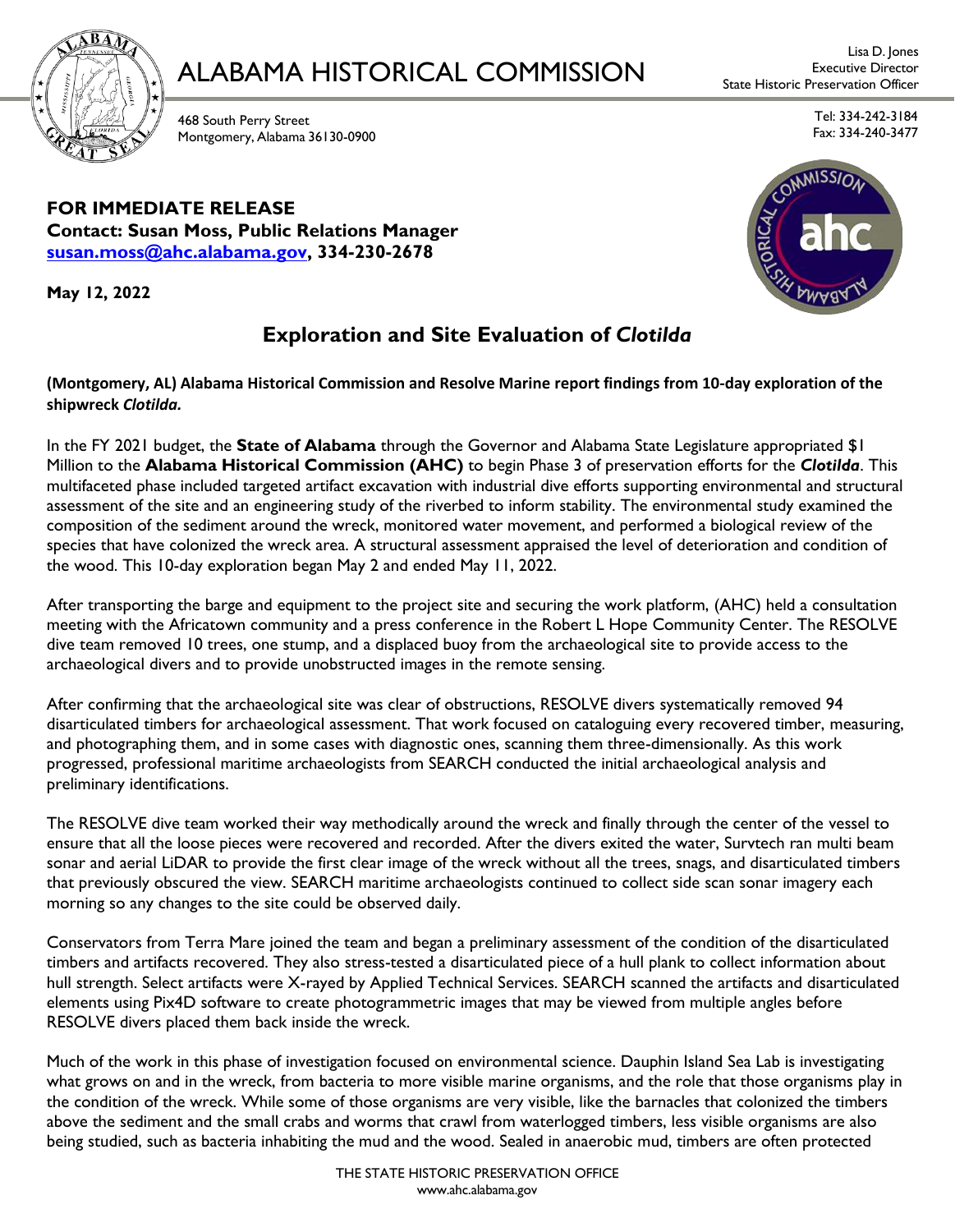# ALABAMA HISTORICAL COMMISSION

468 South Perry Street
Montgomery, Alabama 36130-0900

Lisa D. Jones
Executive Director
State Historic Preservation Officer

Tel: 334-242-3184
Fax: 334-240-3477

**FOR IMMEDIATE RELEASE**
**Contact: Susan Moss, Public Relations Manager**
**susan.moss@ahc.alabama.gov, 334-230-2678**

**May 12, 2022**

## Exploration and Site Evaluation of *Clotilda*

**(Montgomery, AL) Alabama Historical Commission and Resolve Marine report findings from 10-day exploration of the shipwreck *Clotilda.***

In the FY 2021 budget, the **State of Alabama** through the Governor and Alabama State Legislature appropriated $1 Million to the **Alabama Historical Commission (AHC)** to begin Phase 3 of preservation efforts for the ***Clotilda***. This multifaceted phase included targeted artifact excavation with industrial dive efforts supporting environmental and structural assessment of the site and an engineering study of the riverbed to inform stability. The environmental study examined the composition of the sediment around the wreck, monitored water movement, and performed a biological review of the species that have colonized the wreck area. A structural assessment appraised the level of deterioration and condition of the wood. This 10-day exploration began May 2 and ended May 11, 2022.

After transporting the barge and equipment to the project site and securing the work platform, (AHC) held a consultation meeting with the Africatown community and a press conference in the Robert L Hope Community Center. The RESOLVE dive team removed 10 trees, one stump, and a displaced buoy from the archaeological site to provide access to the archaeological divers and to provide unobstructed images in the remote sensing.

After confirming that the archaeological site was clear of obstructions, RESOLVE divers systematically removed 94 disarticulated timbers for archaeological assessment. That work focused on cataloguing every recovered timber, measuring, and photographing them, and in some cases with diagnostic ones, scanning them three-dimensionally. As this work progressed, professional maritime archaeologists from SEARCH conducted the initial archaeological analysis and preliminary identifications.

The RESOLVE dive team worked their way methodically around the wreck and finally through the center of the vessel to ensure that all the loose pieces were recovered and recorded. After the divers exited the water, Survtech ran multi beam sonar and aerial LiDAR to provide the first clear image of the wreck without all the trees, snags, and disarticulated timbers that previously obscured the view. SEARCH maritime archaeologists continued to collect side scan sonar imagery each morning so any changes to the site could be observed daily.

Conservators from Terra Mare joined the team and began a preliminary assessment of the condition of the disarticulated timbers and artifacts recovered. They also stress-tested a disarticulated piece of a hull plank to collect information about hull strength. Select artifacts were X-rayed by Applied Technical Services. SEARCH scanned the artifacts and disarticulated elements using Pix4D software to create photogrammetric images that may be viewed from multiple angles before RESOLVE divers placed them back inside the wreck.

Much of the work in this phase of investigation focused on environmental science. Dauphin Island Sea Lab is investigating what grows on and in the wreck, from bacteria to more visible marine organisms, and the role that those organisms play in the condition of the wreck. While some of those organisms are very visible, like the barnacles that colonized the timbers above the sediment and the small crabs and worms that crawl from waterlogged timbers, less visible organisms are also being studied, such as bacteria inhabiting the mud and the wood. Sealed in anaerobic mud, timbers are often protected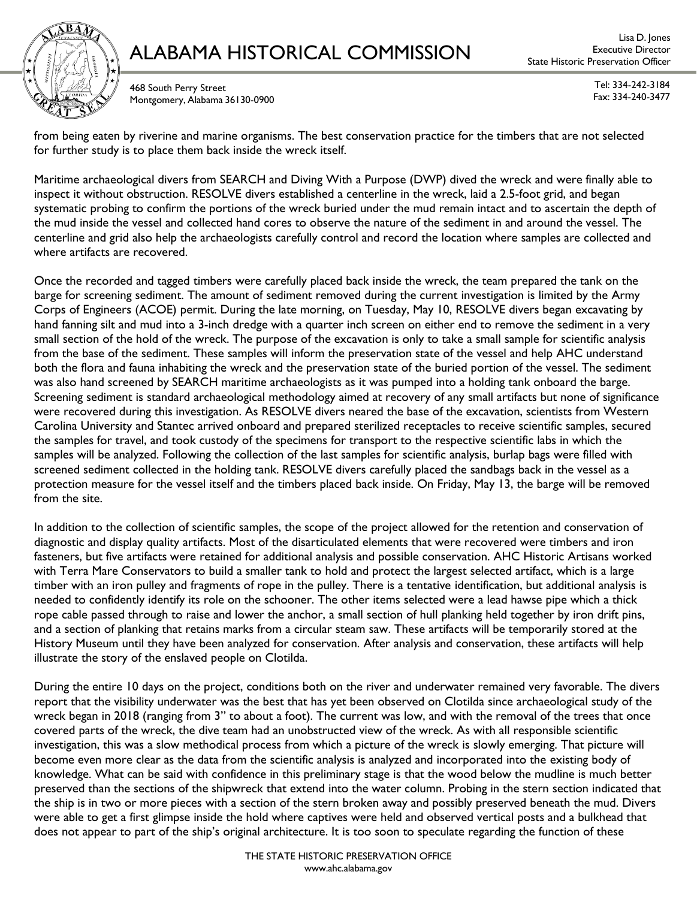from being eaten by riverine and marine organisms. The best conservation practice for the timbers that are not selected for further study is to place them back inside the wreck itself.

Maritime archaeological divers from SEARCH and Diving With a Purpose (DWP) dived the wreck and were finally able to inspect it without obstruction. RESOLVE divers established a centerline in the wreck, laid a 2.5-foot grid, and began systematic probing to confirm the portions of the wreck buried under the mud remain intact and to ascertain the depth of the mud inside the vessel and collected hand cores to observe the nature of the sediment in and around the vessel. The centerline and grid also help the archaeologists carefully control and record the location where samples are collected and where artifacts are recovered.

Once the recorded and tagged timbers were carefully placed back inside the wreck, the team prepared the tank on the barge for screening sediment. The amount of sediment removed during the current investigation is limited by the Army Corps of Engineers (ACOE) permit. During the late morning, on Tuesday, May 10, RESOLVE divers began excavating by hand fanning silt and mud into a 3-inch dredge with a quarter inch screen on either end to remove the sediment in a very small section of the hold of the wreck. The purpose of the excavation is only to take a small sample for scientific analysis from the base of the sediment. These samples will inform the preservation state of the vessel and help AHC understand both the flora and fauna inhabiting the wreck and the preservation state of the buried portion of the vessel. The sediment was also hand screened by SEARCH maritime archaeologists as it was pumped into a holding tank onboard the barge. Screening sediment is standard archaeological methodology aimed at recovery of any small artifacts but none of significance were recovered during this investigation. As RESOLVE divers neared the base of the excavation, scientists from Western Carolina University and Stantec arrived onboard and prepared sterilized receptacles to receive scientific samples, secured the samples for travel, and took custody of the specimens for transport to the respective scientific labs in which the samples will be analyzed. Following the collection of the last samples for scientific analysis, burlap bags were filled with screened sediment collected in the holding tank. RESOLVE divers carefully placed the sandbags back in the vessel as a protection measure for the vessel itself and the timbers placed back inside. On Friday, May 13, the barge will be removed from the site.

In addition to the collection of scientific samples, the scope of the project allowed for the retention and conservation of diagnostic and display quality artifacts. Most of the disarticulated elements that were recovered were timbers and iron fasteners, but five artifacts were retained for additional analysis and possible conservation. AHC Historic Artisans worked with Terra Mare Conservators to build a smaller tank to hold and protect the largest selected artifact, which is a large timber with an iron pulley and fragments of rope in the pulley. There is a tentative identification, but additional analysis is needed to confidently identify its role on the schooner. The other items selected were a lead hawse pipe which a thick rope cable passed through to raise and lower the anchor, a small section of hull planking held together by iron drift pins, and a section of planking that retains marks from a circular steam saw. These artifacts will be temporarily stored at the History Museum until they have been analyzed for conservation. After analysis and conservation, these artifacts will help illustrate the story of the enslaved people on Clotilda.

During the entire 10 days on the project, conditions both on the river and underwater remained very favorable. The divers report that the visibility underwater was the best that has yet been observed on Clotilda since archaeological study of the wreck began in 2018 (ranging from 3" to about a foot). The current was low, and with the removal of the trees that once covered parts of the wreck, the dive team had an unobstructed view of the wreck. As with all responsible scientific investigation, this was a slow methodical process from which a picture of the wreck is slowly emerging. That picture will become even more clear as the data from the scientific analysis is analyzed and incorporated into the existing body of knowledge. What can be said with confidence in this preliminary stage is that the wood below the mudline is much better preserved than the sections of the shipwreck that extend into the water column. Probing in the stern section indicated that the ship is in two or more pieces with a section of the stern broken away and possibly preserved beneath the mud. Divers were able to get a first glimpse inside the hold where captives were held and observed vertical posts and a bulkhead that does not appear to part of the ship's original architecture. It is too soon to speculate regarding the function of these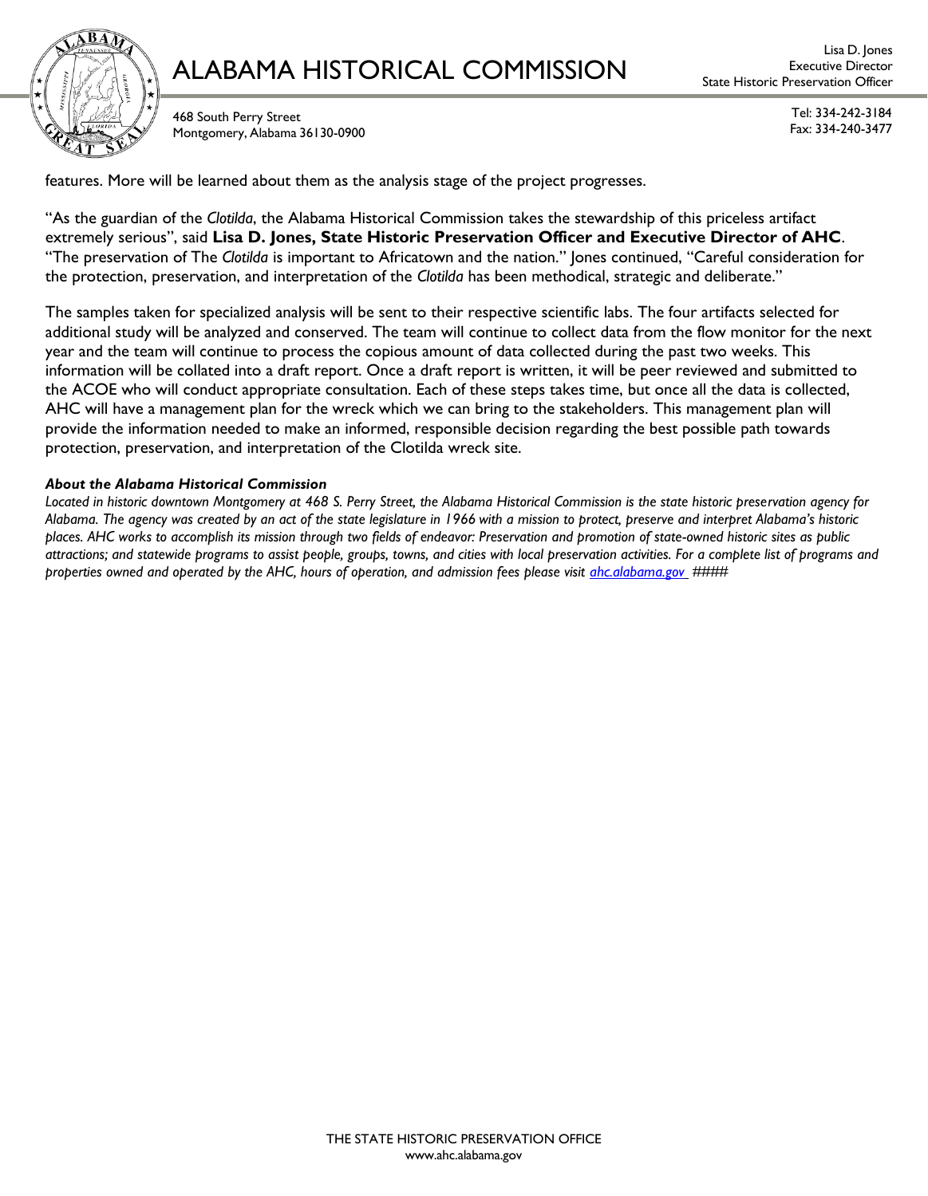features. More will be learned about them as the analysis stage of the project progresses.

"As the guardian of the *Clotilda*, the Alabama Historical Commission takes the stewardship of this priceless artifact extremely serious", said **Lisa D. Jones, State Historic Preservation Officer and Executive Director of AHC**. "The preservation of The *Clotilda* is important to Africatown and the nation." Jones continued, "Careful consideration for the protection, preservation, and interpretation of the *Clotilda* has been methodical, strategic and deliberate."

The samples taken for specialized analysis will be sent to their respective scientific labs. The four artifacts selected for additional study will be analyzed and conserved. The team will continue to collect data from the flow monitor for the next year and the team will continue to process the copious amount of data collected during the past two weeks. This information will be collated into a draft report. Once a draft report is written, it will be peer reviewed and submitted to the ACOE who will conduct appropriate consultation. Each of these steps takes time, but once all the data is collected, AHC will have a management plan for the wreck which we can bring to the stakeholders. This management plan will provide the information needed to make an informed, responsible decision regarding the best possible path towards protection, preservation, and interpretation of the Clotilda wreck site.

***About the Alabama Historical Commission***

*Located in historic downtown Montgomery at 468 S. Perry Street, the Alabama Historical Commission is the state historic preservation agency for Alabama. The agency was created by an act of the state legislature in 1966 with a mission to protect, preserve and interpret Alabama's historic places. AHC works to accomplish its mission through two fields of endeavor: Preservation and promotion of state-owned historic sites as public attractions; and statewide programs to assist people, groups, towns, and cities with local preservation activities. For a complete list of programs and properties owned and operated by the AHC, hours of operation, and admission fees please visit [ahc.alabama.gov](ahc.alabama.gov) ####*